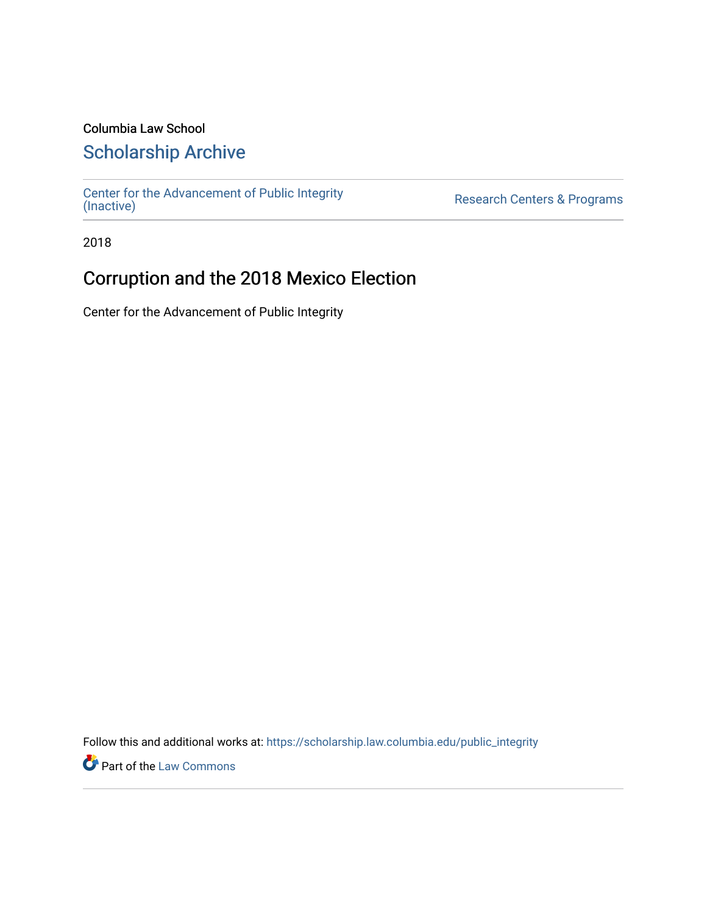Columbia Law School

## Scholarship Archive

Center for the Advancement of Public Integrity (Inactive)

Research Centers & Programs

2018

# Corruption and the 2018 Mexico Election

Center for the Advancement of Public Integrity

Follow this and additional works at: https://scholarship.law.columbia.edu/public_integrity

Part of the Law Commons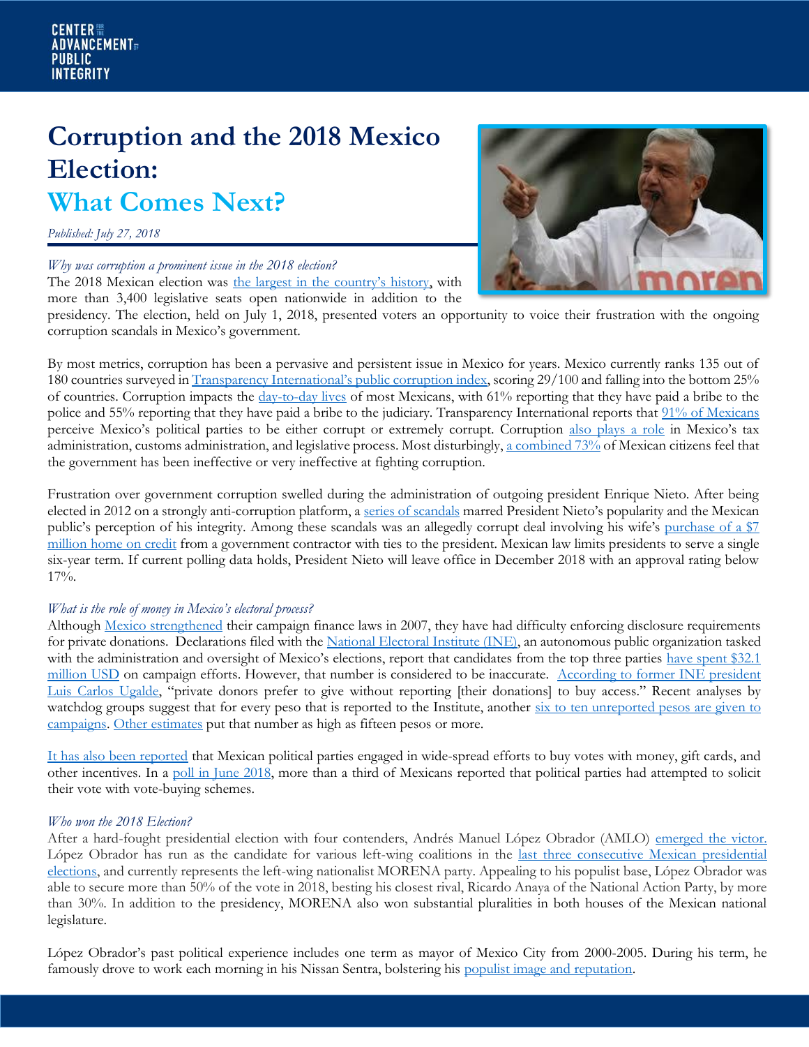# Corruption and the 2018 Mexico Election:

## What Comes Next?

*Published: July 27, 2018*

*Why was corruption a prominent issue in the 2018 election?*

The 2018 Mexican election was the largest in the country's history, with more than 3,400 legislative seats open nationwide in addition to the presidency. The election, held on July 1, 2018, presented voters an opportunity to voice their frustration with the ongoing corruption scandals in Mexico's government.

By most metrics, corruption has been a pervasive and persistent issue in Mexico for years. Mexico currently ranks 135 out of 180 countries surveyed in Transparency International's public corruption index, scoring 29/100 and falling into the bottom 25% of countries. Corruption impacts the day-to-day lives of most Mexicans, with 61% reporting that they have paid a bribe to the police and 55% reporting that they have paid a bribe to the judiciary. Transparency International reports that 91% of Mexicans perceive Mexico's political parties to be either corrupt or extremely corrupt. Corruption also plays a role in Mexico's tax administration, customs administration, and legislative process. Most disturbingly, a combined 73% of Mexican citizens feel that the government has been ineffective or very ineffective at fighting corruption.

Frustration over government corruption swelled during the administration of outgoing president Enrique Nieto. After being elected in 2012 on a strongly anti-corruption platform, a series of scandals marred President Nieto's popularity and the Mexican public's perception of his integrity. Among these scandals was an allegedly corrupt deal involving his wife's purchase of a $7 million home on credit from a government contractor with ties to the president. Mexican law limits presidents to serve a single six-year term. If current polling data holds, President Nieto will leave office in December 2018 with an approval rating below 17%.

*What is the role of money in Mexico's electoral process?*

Although Mexico strengthened their campaign finance laws in 2007, they have had difficulty enforcing disclosure requirements for private donations. Declarations filed with the National Electoral Institute (INE), an autonomous public organization tasked with the administration and oversight of Mexico's elections, report that candidates from the top three parties have spent $32.1 million USD on campaign efforts. However, that number is considered to be inaccurate. According to former INE president Luis Carlos Ugalde, "private donors prefer to give without reporting [their donations] to buy access." Recent analyses by watchdog groups suggest that for every peso that is reported to the Institute, another six to ten unreported pesos are given to campaigns. Other estimates put that number as high as fifteen pesos or more.

It has also been reported that Mexican political parties engaged in wide-spread efforts to buy votes with money, gift cards, and other incentives. In a poll in June 2018, more than a third of Mexicans reported that political parties had attempted to solicit their vote with vote-buying schemes.

*Who won the 2018 Election?*

After a hard-fought presidential election with four contenders, Andrés Manuel López Obrador (AMLO) emerged the victor. López Obrador has run as the candidate for various left-wing coalitions in the last three consecutive Mexican presidential elections, and currently represents the left-wing nationalist MORENA party. Appealing to his populist base, López Obrador was able to secure more than 50% of the vote in 2018, besting his closest rival, Ricardo Anaya of the National Action Party, by more than 30%. In addition to the presidency, MORENA also won substantial pluralities in both houses of the Mexican national legislature.

López Obrador's past political experience includes one term as mayor of Mexico City from 2000-2005. During his term, he famously drove to work each morning in his Nissan Sentra, bolstering his populist image and reputation.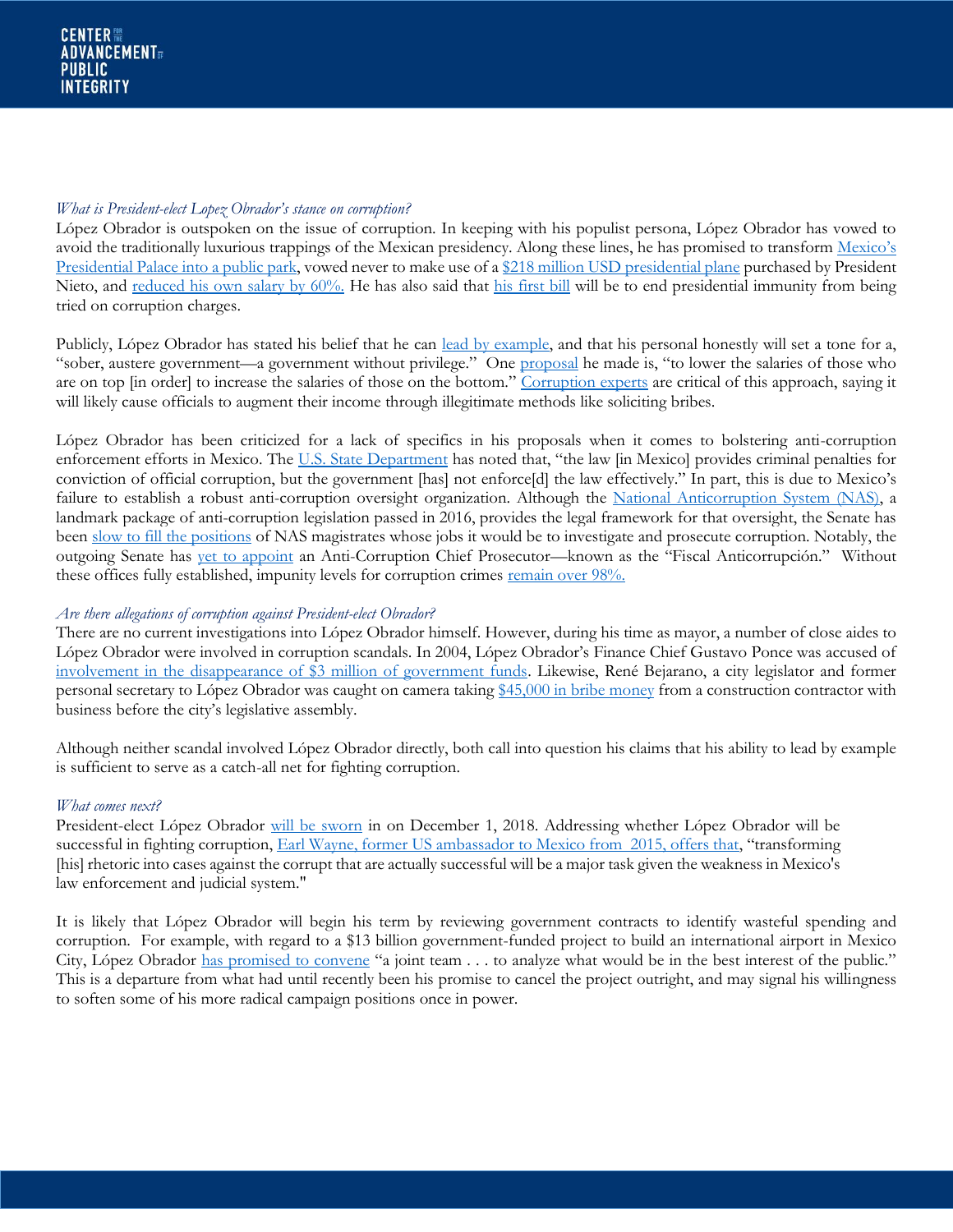*What is President-elect Lopez Obrador's stance on corruption?*

López Obrador is outspoken on the issue of corruption. In keeping with his populist persona, López Obrador has vowed to avoid the traditionally luxurious trappings of the Mexican presidency. Along these lines, he has promised to transform Mexico's Presidential Palace into a public park, vowed never to make use of a $218 million USD presidential plane purchased by President Nieto, and reduced his own salary by 60%. He has also said that his first bill will be to end presidential immunity from being tried on corruption charges.

Publicly, López Obrador has stated his belief that he can lead by example, and that his personal honestly will set a tone for a, "sober, austere government—a government without privilege." One proposal he made is, "to lower the salaries of those who are on top [in order] to increase the salaries of those on the bottom." Corruption experts are critical of this approach, saying it will likely cause officials to augment their income through illegitimate methods like soliciting bribes.

López Obrador has been criticized for a lack of specifics in his proposals when it comes to bolstering anti-corruption enforcement efforts in Mexico. The U.S. State Department has noted that, "the law [in Mexico] provides criminal penalties for conviction of official corruption, but the government [has] not enforce[d] the law effectively." In part, this is due to Mexico's failure to establish a robust anti-corruption oversight organization. Although the National Anticorruption System (NAS), a landmark package of anti-corruption legislation passed in 2016, provides the legal framework for that oversight, the Senate has been slow to fill the positions of NAS magistrates whose jobs it would be to investigate and prosecute corruption. Notably, the outgoing Senate has yet to appoint an Anti-Corruption Chief Prosecutor—known as the "Fiscal Anticorrupción." Without these offices fully established, impunity levels for corruption crimes remain over 98%.

*Are there allegations of corruption against President-elect Obrador?*

There are no current investigations into López Obrador himself. However, during his time as mayor, a number of close aides to López Obrador were involved in corruption scandals. In 2004, López Obrador's Finance Chief Gustavo Ponce was accused of involvement in the disappearance of $3 million of government funds. Likewise, René Bejarano, a city legislator and former personal secretary to López Obrador was caught on camera taking $45,000 in bribe money from a construction contractor with business before the city's legislative assembly.

Although neither scandal involved López Obrador directly, both call into question his claims that his ability to lead by example is sufficient to serve as a catch-all net for fighting corruption.

*What comes next?*

President-elect López Obrador will be sworn in on December 1, 2018. Addressing whether López Obrador will be successful in fighting corruption, Earl Wayne, former US ambassador to Mexico from 2015, offers that, "transforming [his] rhetoric into cases against the corrupt that are actually successful will be a major task given the weakness in Mexico's law enforcement and judicial system."

It is likely that López Obrador will begin his term by reviewing government contracts to identify wasteful spending and corruption. For example, with regard to a $13 billion government-funded project to build an international airport in Mexico City, López Obrador has promised to convene "a joint team . . . to analyze what would be in the best interest of the public." This is a departure from what had until recently been his promise to cancel the project outright, and may signal his willingness to soften some of his more radical campaign positions once in power.